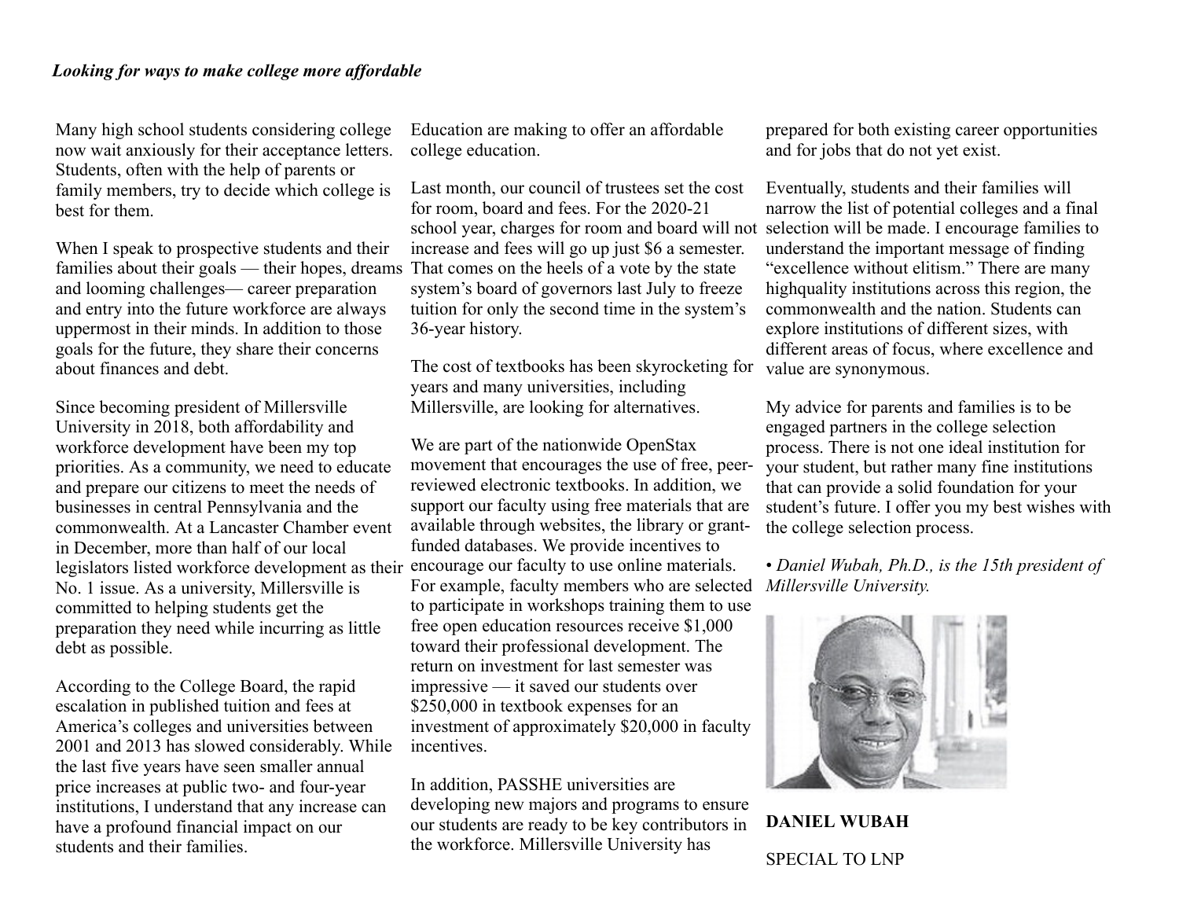*Looking for ways to make college more affordable*

Many high school students considering college now wait anxiously for their acceptance letters. Students, often with the help of parents or family members, try to decide which college is best for them.

When I speak to prospective students and their families about their goals — their hopes, dreams and looming challenges— career preparation and entry into the future workforce are always uppermost in their minds. In addition to those goals for the future, they share their concerns about finances and debt.

Since becoming president of Millersville University in 2018, both affordability and workforce development have been my top priorities. As a community, we need to educate and prepare our citizens to meet the needs of businesses in central Pennsylvania and the commonwealth. At a Lancaster Chamber event in December, more than half of our local legislators listed workforce development as their No. 1 issue. As a university, Millersville is committed to helping students get the preparation they need while incurring as little debt as possible.

According to the College Board, the rapid escalation in published tuition and fees at America's colleges and universities between 2001 and 2013 has slowed considerably. While the last five years have seen smaller annual price increases at public two- and four-year institutions, I understand that any increase can have a profound financial impact on our students and their families.

Education are making to offer an affordable college education.

Last month, our council of trustees set the cost for room, board and fees. For the 2020-21 school year, charges for room and board will not increase and fees will go up just $6 a semester. That comes on the heels of a vote by the state system's board of governors last July to freeze tuition for only the second time in the system's 36-year history.

The cost of textbooks has been skyrocketing for years and many universities, including Millersville, are looking for alternatives.

We are part of the nationwide OpenStax movement that encourages the use of free, peer-reviewed electronic textbooks. In addition, we support our faculty using free materials that are available through websites, the library or grant-funded databases. We provide incentives to encourage our faculty to use online materials. For example, faculty members who are selected to participate in workshops training them to use free open education resources receive $1,000 toward their professional development. The return on investment for last semester was impressive — it saved our students over $250,000 in textbook expenses for an investment of approximately $20,000 in faculty incentives.

In addition, PASSHE universities are developing new majors and programs to ensure our students are ready to be key contributors in the workforce. Millersville University has

prepared for both existing career opportunities and for jobs that do not yet exist.

Eventually, students and their families will narrow the list of potential colleges and a final selection will be made. I encourage families to understand the important message of finding "excellence without elitism." There are many highquality institutions across this region, the commonwealth and the nation. Students can explore institutions of different sizes, with different areas of focus, where excellence and value are synonymous.

My advice for parents and families is to be engaged partners in the college selection process. There is not one ideal institution for your student, but rather many fine institutions that can provide a solid foundation for your student's future. I offer you my best wishes with the college selection process.

• *Daniel Wubah, Ph.D., is the 15th president of Millersville University.*

**DANIEL WUBAH**

SPECIAL TO LNP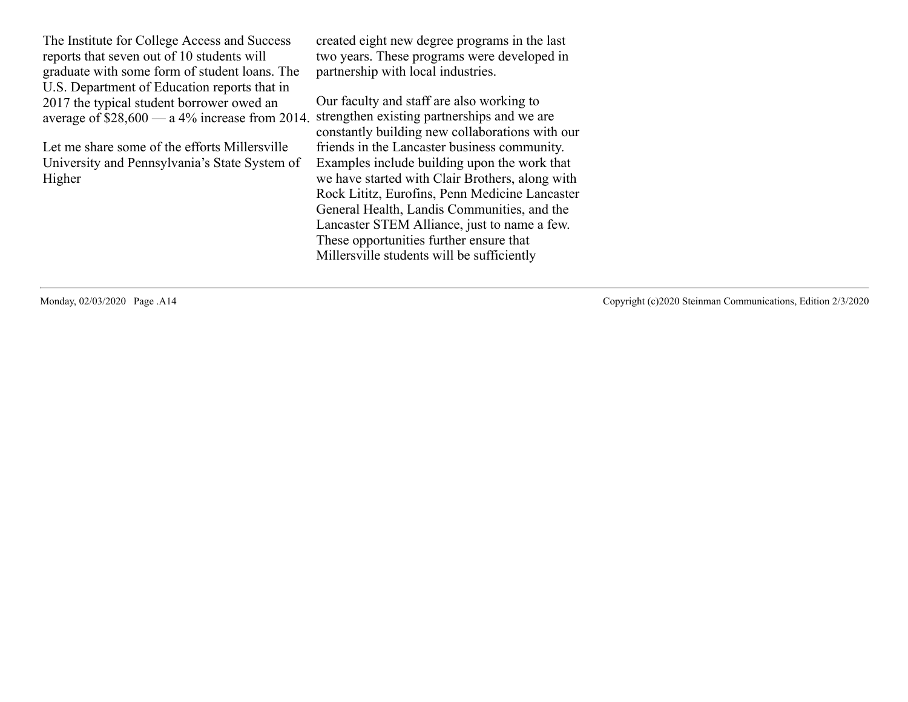The Institute for College Access and Success reports that seven out of 10 students will graduate with some form of student loans. The U.S. Department of Education reports that in 2017 the typical student borrower owed an average of $28,600 — a 4% increase from 2014.

Let me share some of the efforts Millersville University and Pennsylvania's State System of Higher

created eight new degree programs in the last two years. These programs were developed in partnership with local industries.

Our faculty and staff are also working to strengthen existing partnerships and we are constantly building new collaborations with our friends in the Lancaster business community. Examples include building upon the work that we have started with Clair Brothers, along with Rock Lititz, Eurofins, Penn Medicine Lancaster General Health, Landis Communities, and the Lancaster STEM Alliance, just to name a few. These opportunities further ensure that Millersville students will be sufficiently